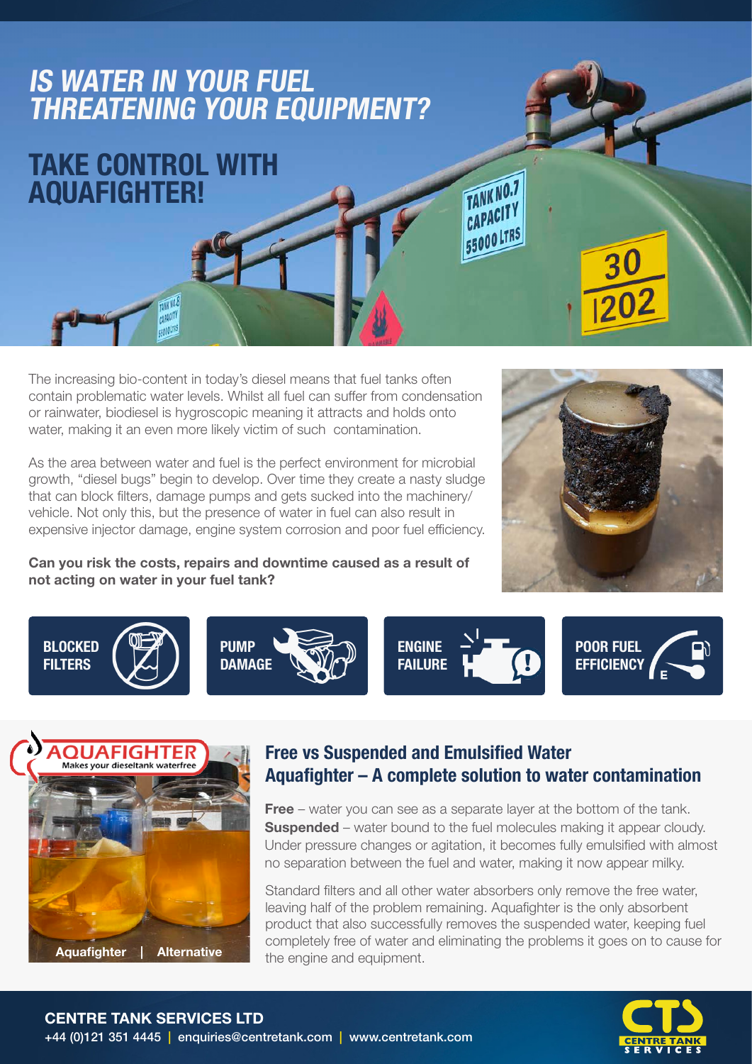# IS WATER IN YOUR FUEL THREATENING YOUR EQUIPMENT?

## TAKE CONTROL WITH AQUAFIGHTER!

The increasing bio-content in today's diesel means that fuel tanks often contain problematic water levels. Whilst all fuel can suffer from condensation or rainwater, biodiesel is hygroscopic meaning it attracts and holds onto water, making it an even more likely victim of such contamination.

As the area between water and fuel is the perfect environment for microbial growth, "diesel bugs" begin to develop. Over time they create a nasty sludge that can block filters, damage pumps and gets sucked into the machinery/ vehicle. Not only this, but the presence of water in fuel can also result in expensive injector damage, engine system corrosion and poor fuel efficiency.

**Can you risk the costs, repairs and downtime caused as a result of not acting on water in your fuel tank?**

**BLOCKED FILTERS** | **PUMP DAMAGE** | **ENGINE FAILURE** | **POOR FUEL EFFICIENCY**

Aquafighter | Alternative

## Free vs Suspended and Emulsified Water
## Aquafighter – A complete solution to water contamination

**Free** – water you can see as a separate layer at the bottom of the tank.
**Suspended** – water bound to the fuel molecules making it appear cloudy. Under pressure changes or agitation, it becomes fully emulsified with almost no separation between the fuel and water, making it now appear milky.

Standard filters and all other water absorbers only remove the free water, leaving half of the problem remaining. Aquafighter is the only absorbent product that also successfully removes the suspended water, keeping fuel completely free of water and eliminating the problems it goes on to cause for the engine and equipment.

**CENTRE TANK SERVICES LTD**
+44 (0)121 351 4445 | enquiries@centretank.com | www.centretank.com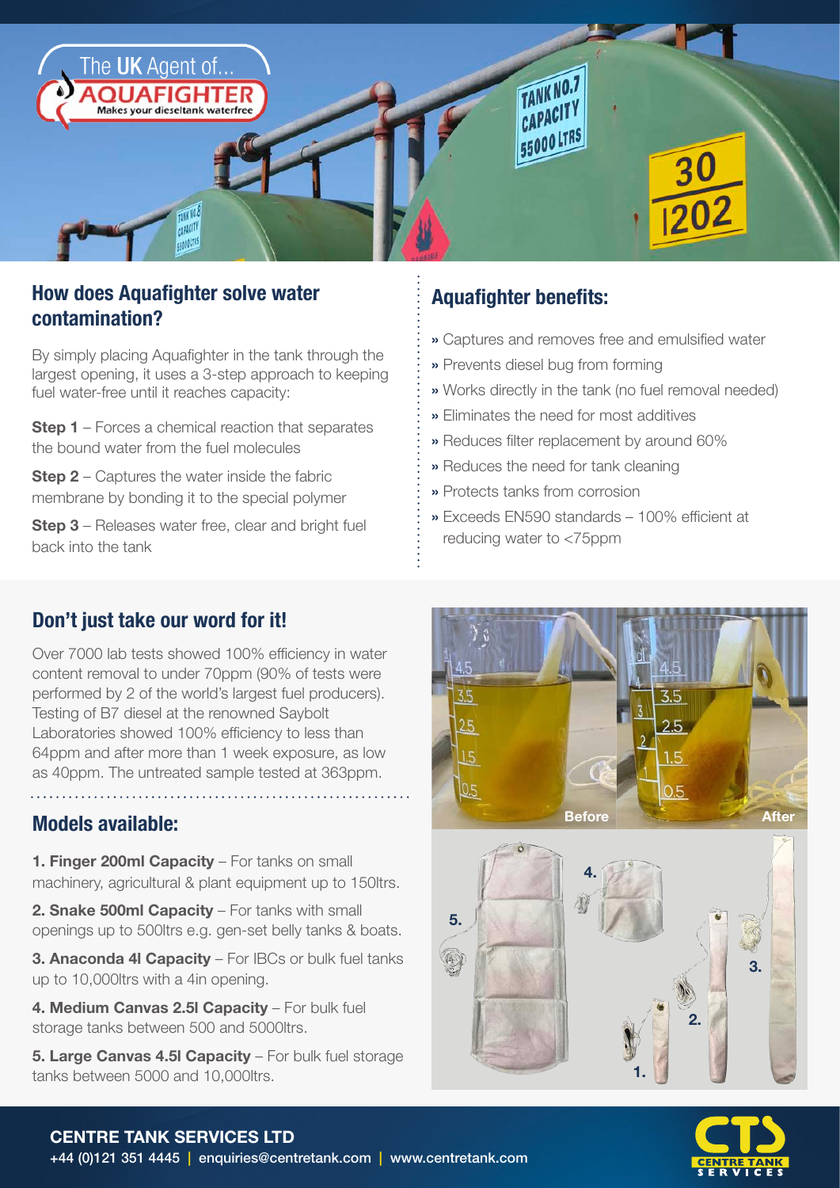The UK Agent of...

AQUAFIGHTER

Makes your dieseltank waterfree

## How does Aquafighter solve water contamination?

By simply placing Aquafighter in the tank through the largest opening, it uses a 3-step approach to keeping fuel water-free until it reaches capacity:

**Step 1** – Forces a chemical reaction that separates the bound water from the fuel molecules

**Step 2** – Captures the water inside the fabric membrane by bonding it to the special polymer

**Step 3** – Releases water free, clear and bright fuel back into the tank

## Aquafighter benefits:

- Captures and removes free and emulsified water
- Prevents diesel bug from forming
- Works directly in the tank (no fuel removal needed)
- Eliminates the need for most additives
- Reduces filter replacement by around 60%
- Reduces the need for tank cleaning
- Protects tanks from corrosion
- Exceeds EN590 standards – 100% efficient at reducing water to <75ppm

## Don't just take our word for it!

Over 7000 lab tests showed 100% efficiency in water content removal to under 70ppm (90% of tests were performed by 2 of the world's largest fuel producers). Testing of B7 diesel at the renowned Saybolt Laboratories showed 100% efficiency to less than 64ppm and after more than 1 week exposure, as low as 40ppm. The untreated sample tested at 363ppm.

Before

After

## Models available:

**1. Finger 200ml Capacity** – For tanks on small machinery, agricultural & plant equipment up to 150ltrs.

**2. Snake 500ml Capacity** – For tanks with small openings up to 500ltrs e.g. gen-set belly tanks & boats.

**3. Anaconda 4l Capacity** – For IBCs or bulk fuel tanks up to 10,000ltrs with a 4in opening.

**4. Medium Canvas 2.5l Capacity** – For bulk fuel storage tanks between 500 and 5000ltrs.

**5. Large Canvas 4.5l Capacity** – For bulk fuel storage tanks between 5000 and 10,000ltrs.

**CENTRE TANK SERVICES LTD**

+44 (0)121 351 4445 | enquiries@centretank.com | www.centretank.com